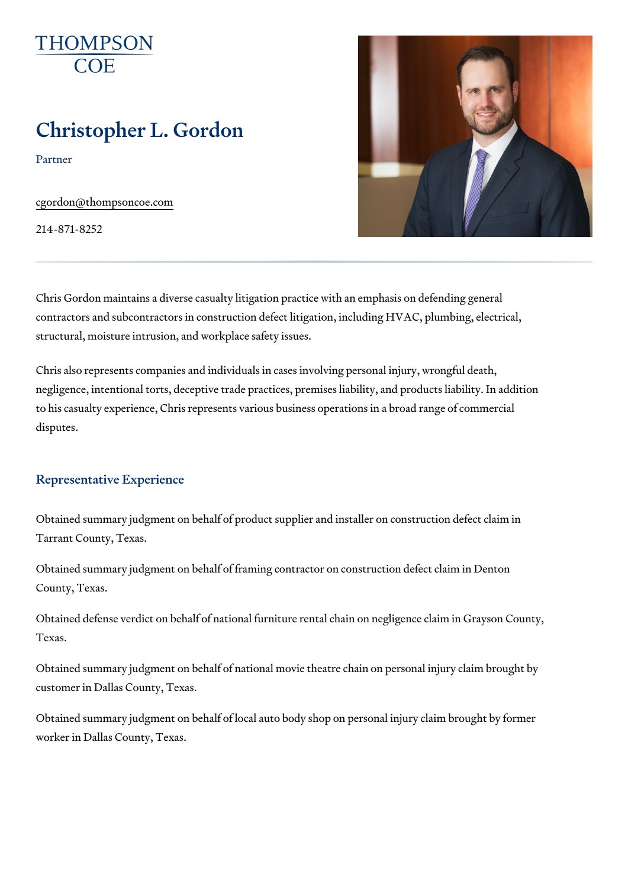THOMPSON COE

# Christopher L. Gordon

Partner

cgordon@thompsoncoe.com

214-871-8252

Chris Gordon maintains a diverse casualty litigation practice with an emphasis on defending general contractors and subcontractors in construction defect litigation, including HVAC, plumbing, electrical, structural, moisture intrusion, and workplace safety issues.

Chris also represents companies and individuals in cases involving personal injury, wrongful death, negligence, intentional torts, deceptive trade practices, premises liability, and products liability. In addition to his casualty experience, Chris represents various business operations in a broad range of commercial disputes.

## Representative Experience

Obtained summary judgment on behalf of product supplier and installer on construction defect claim in Tarrant County, Texas.

Obtained summary judgment on behalf of framing contractor on construction defect claim in Denton County, Texas.

Obtained defense verdict on behalf of national furniture rental chain on negligence claim in Grayson County, Texas.

Obtained summary judgment on behalf of national movie theatre chain on personal injury claim brought by customer in Dallas County, Texas.

Obtained summary judgment on behalf of local auto body shop on personal injury claim brought by former worker in Dallas County, Texas.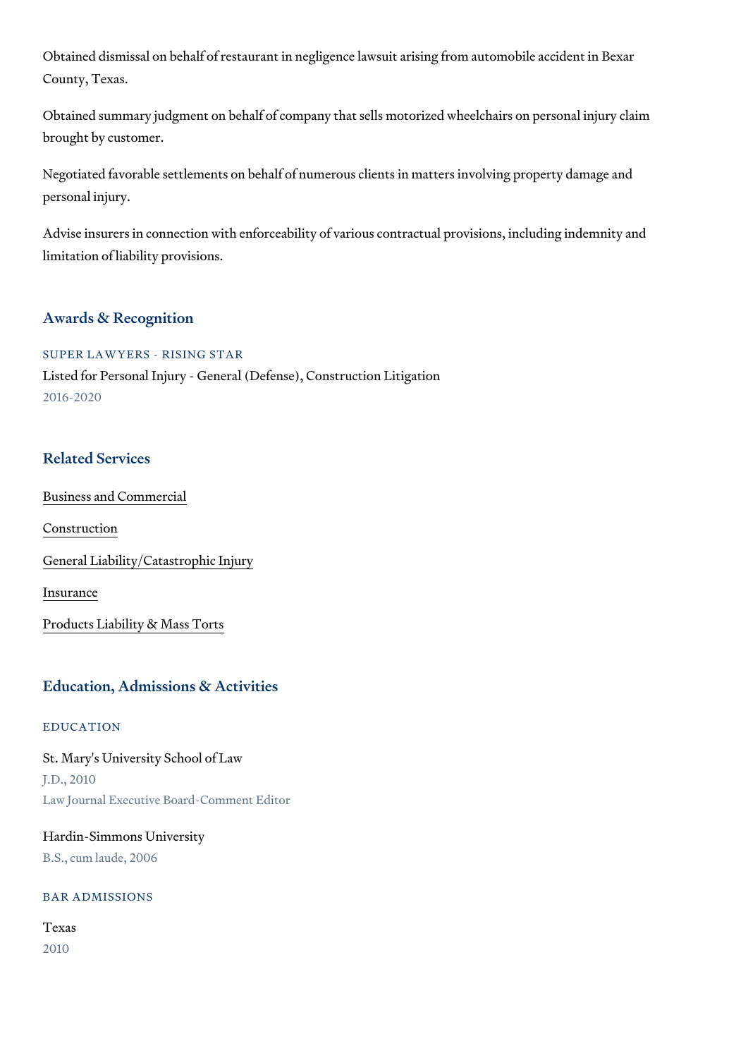Obtained dismissal on behalf of restaurant in negligence lawsuit arising from automobile accident in Bexar County, Texas.

Obtained summary judgment on behalf of company that sells motorized wheelchairs on personal injury claim brought by customer.

Negotiated favorable settlements on behalf of numerous clients in matters involving property damage and personal injury.

Advise insurers in connection with enforceability of various contractual provisions, including indemnity and limitation of liability provisions.

## Awards & Recognition

### SUPER LAWYERS - RISING STAR

Listed for Personal Injury - General (Defense), Construction Litigation

2016-2020

## Related Services

Business and Commercial

Construction

General Liability/Catastrophic Injury

Insurance

Products Liability & Mass Torts

## Education, Admissions & Activities

### EDUCATION

St. Mary's University School of Law

J.D., 2010

Law Journal Executive Board-Comment Editor

Hardin-Simmons University

B.S., cum laude, 2006

### BAR ADMISSIONS

Texas

2010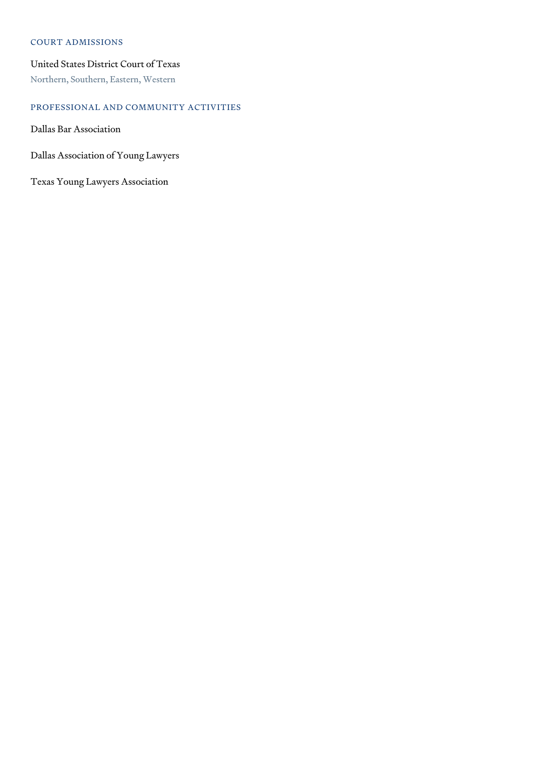## COURT ADMISSIONS

United States District Court of Texas

Northern, Southern, Eastern, Western

## PROFESSIONAL AND COMMUNITY ACTIVITIES

Dallas Bar Association

Dallas Association of Young Lawyers

Texas Young Lawyers Association